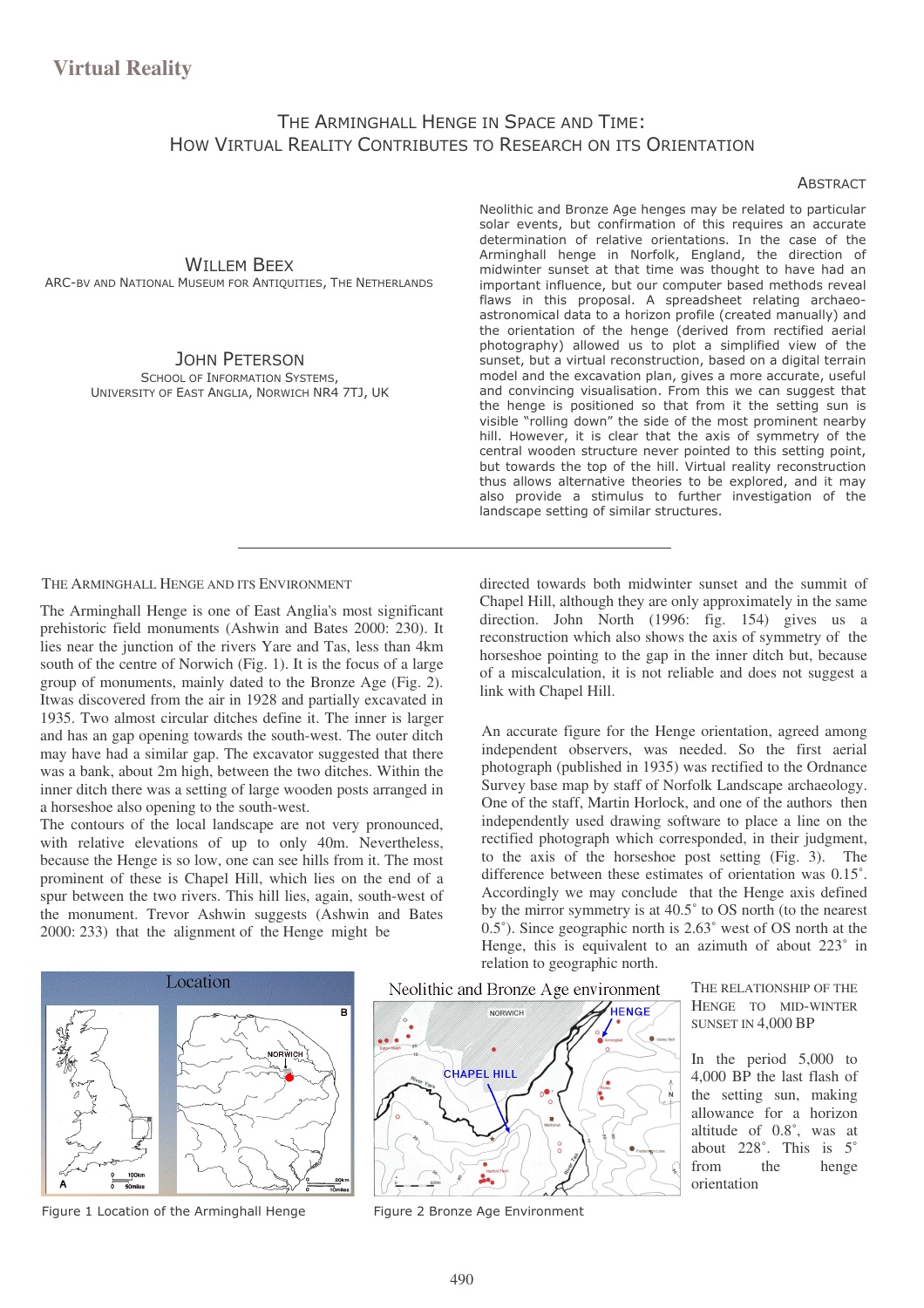Virtual Reality

# The Arminghall Henge in Space and Time: How Virtual Reality Contributes to Research on its Orientation

Willem Beex
ARC-bv and National Museum for Antiquities, The Netherlands

John Peterson
School of Information Systems,
University of East Anglia, Norwich NR4 7TJ, UK

## Abstract

Neolithic and Bronze Age henges may be related to particular solar events, but confirmation of this requires an accurate determination of relative orientations. In the case of the Arminghall henge in Norfolk, England, the direction of midwinter sunset at that time was thought to have had an important influence, but our computer based methods reveal flaws in this proposal. A spreadsheet relating archaeo-astronomical data to a horizon profile (created manually) and the orientation of the henge (derived from rectified aerial photography) allowed us to plot a simplified view of the sunset, but a virtual reconstruction, based on a digital terrain model and the excavation plan, gives a more accurate, useful and convincing visualisation. From this we can suggest that the henge is positioned so that from it the setting sun is visible "rolling down" the side of the most prominent nearby hill. However, it is clear that the axis of symmetry of the central wooden structure never pointed to this setting point, but towards the top of the hill. Virtual reality reconstruction thus allows alternative theories to be explored, and it may also provide a stimulus to further investigation of the landscape setting of similar structures.

---

## The Arminghall Henge and its Environment

The Arminghall Henge is one of East Anglia's most significant prehistoric field monuments (Ashwin and Bates 2000: 230). It lies near the junction of the rivers Yare and Tas, less than 4km south of the centre of Norwich (Fig. 1). It is the focus of a large group of monuments, mainly dated to the Bronze Age (Fig. 2). Itwas discovered from the air in 1928 and partially excavated in 1935. Two almost circular ditches define it. The inner is larger and has an gap opening towards the south-west. The outer ditch may have had a similar gap. The excavator suggested that there was a bank, about 2m high, between the two ditches. Within the inner ditch there was a setting of large wooden posts arranged in a horseshoe also opening to the south-west.

The contours of the local landscape are not very pronounced, with relative elevations of up to only 40m. Nevertheless, because the Henge is so low, one can see hills from it. The most prominent of these is Chapel Hill, which lies on the end of a spur between the two rivers. This hill lies, again, south-west of the monument. Trevor Ashwin suggests (Ashwin and Bates 2000: 233) that the alignment of the Henge might be directed towards both midwinter sunset and the summit of Chapel Hill, although they are only approximately in the same direction. John North (1996: fig. 154) gives us a reconstruction which also shows the axis of symmetry of the horseshoe pointing to the gap in the inner ditch but, because of a miscalculation, it is not reliable and does not suggest a link with Chapel Hill.

An accurate figure for the Henge orientation, agreed among independent observers, was needed. So the first aerial photograph (published in 1935) was rectified to the Ordnance Survey base map by staff of Norfolk Landscape archaeology. One of the staff, Martin Horlock, and one of the authors then independently used drawing software to place a line on the rectified photograph which corresponded, in their judgment, to the axis of the horseshoe post setting (Fig. 3). The difference between these estimates of orientation was 0.15˚. Accordingly we may conclude that the Henge axis defined by the mirror symmetry is at 40.5˚ to OS north (to the nearest 0.5˚). Since geographic north is 2.63˚ west of OS north at the Henge, this is equivalent to an azimuth of about 223˚ in relation to geographic north.

Figure 1 Location of the Arminghall Henge

Figure 2 Bronze Age Environment

## The Relationship of the Henge to Mid-Winter Sunset in 4,000 BP

In the period 5,000 to 4,000 BP the last flash of the setting sun, making allowance for a horizon altitude of 0.8˚, was at about 228˚. This is 5˚ from the henge orientation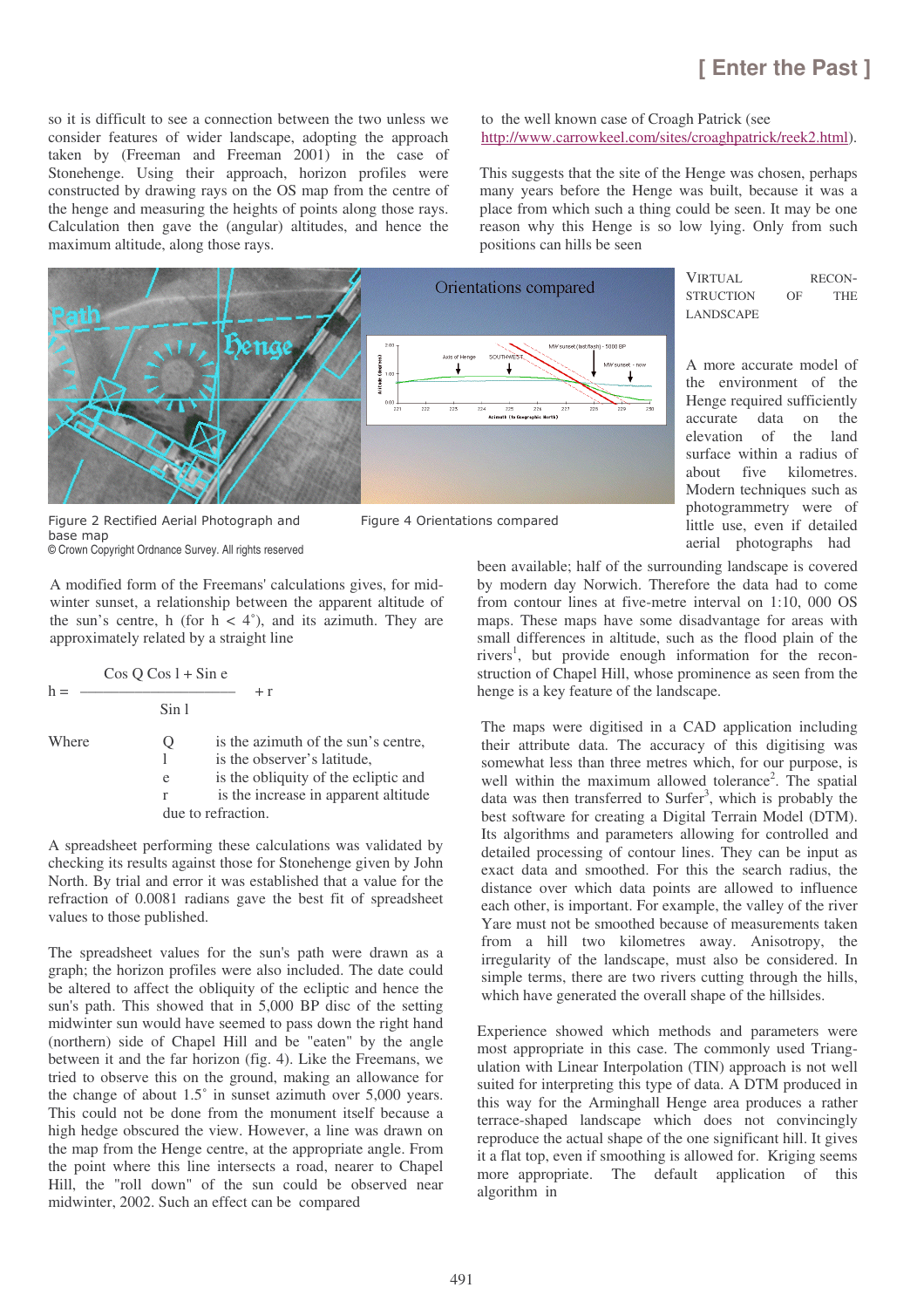so it is difficult to see a connection between the two unless we consider features of wider landscape, adopting the approach taken by (Freeman and Freeman 2001) in the case of Stonehenge. Using their approach, horizon profiles were constructed by drawing rays on the OS map from the centre of the henge and measuring the heights of points along those rays. Calculation then gave the (angular) altitudes, and hence the maximum altitude, along those rays.

to the well known case of Croagh Patrick (see http://www.carrowkeel.com/sites/croaghpatrick/reek2.html).

This suggests that the site of the Henge was chosen, perhaps many years before the Henge was built, because it was a place from which such a thing could be seen. It may be one reason why this Henge is so low lying. Only from such positions can hills be seen

Figure 2 Rectified Aerial Photograph and base map
© Crown Copyright Ordnance Survey. All rights reserved

Figure 4 Orientations compared

A modified form of the Freemans' calculations gives, for mid-winter sunset, a relationship between the apparent altitude of the sun's centre, h (for $h < 4^\circ$), and its azimuth. They are approximately related by a straight line

$$h = \frac{\cos Q \cos l + \sin e}{\sin l} + r$$

Where

- Q is the azimuth of the sun's centre,
- l is the observer's latitude,
- e is the obliquity of the ecliptic and
- r is the increase in apparent altitude due to refraction.

A spreadsheet performing these calculations was validated by checking its results against those for Stonehenge given by John North. By trial and error it was established that a value for the refraction of 0.0081 radians gave the best fit of spreadsheet values to those published.

The spreadsheet values for the sun's path were drawn as a graph; the horizon profiles were also included. The date could be altered to affect the obliquity of the ecliptic and hence the sun's path. This showed that in 5,000 BP disc of the setting midwinter sun would have seemed to pass down the right hand (northern) side of Chapel Hill and be "eaten" by the angle between it and the far horizon (fig. 4). Like the Freemans, we tried to observe this on the ground, making an allowance for the change of about 1.5° in sunset azimuth over 5,000 years. This could not be done from the monument itself because a high hedge obscured the view. However, a line was drawn on the map from the Henge centre, at the appropriate angle. From the point where this line intersects a road, nearer to Chapel Hill, the "roll down" of the sun could be observed near midwinter, 2002. Such an effect can be compared

## Virtual Reconstruction of the Landscape

A more accurate model of the environment of the Henge required sufficiently accurate data on the elevation of the land surface within a radius of about five kilometres. Modern techniques such as photogrammetry were of little use, even if detailed aerial photographs had been available; half of the surrounding landscape is covered by modern day Norwich. Therefore the data had to come from contour lines at five-metre interval on 1:10, 000 OS maps. These maps have some disadvantage for areas with small differences in altitude, such as the flood plain of the rivers[1], but provide enough information for the reconstruction of Chapel Hill, whose prominence as seen from the henge is a key feature of the landscape.

The maps were digitised in a CAD application including their attribute data. The accuracy of this digitising was somewhat less than three metres which, for our purpose, is well within the maximum allowed tolerance[2]. The spatial data was then transferred to Surfer[3], which is probably the best software for creating a Digital Terrain Model (DTM). Its algorithms and parameters allowing for controlled and detailed processing of contour lines. They can be input as exact data and smoothed. For this the search radius, the distance over which data points are allowed to influence each other, is important. For example, the valley of the river Yare must not be smoothed because of measurements taken from a hill two kilometres away. Anisotropy, the irregularity of the landscape, must also be considered. In simple terms, there are two rivers cutting through the hills, which have generated the overall shape of the hillsides.

Experience showed which methods and parameters were most appropriate in this case. The commonly used Triangulation with Linear Interpolation (TIN) approach is not well suited for interpreting this type of data. A DTM produced in this way for the Arminghall Henge area produces a rather terrace-shaped landscape which does not convincingly reproduce the actual shape of the one significant hill. It gives it a flat top, even if smoothing is allowed for. Kriging seems more appropriate. The default application of this algorithm in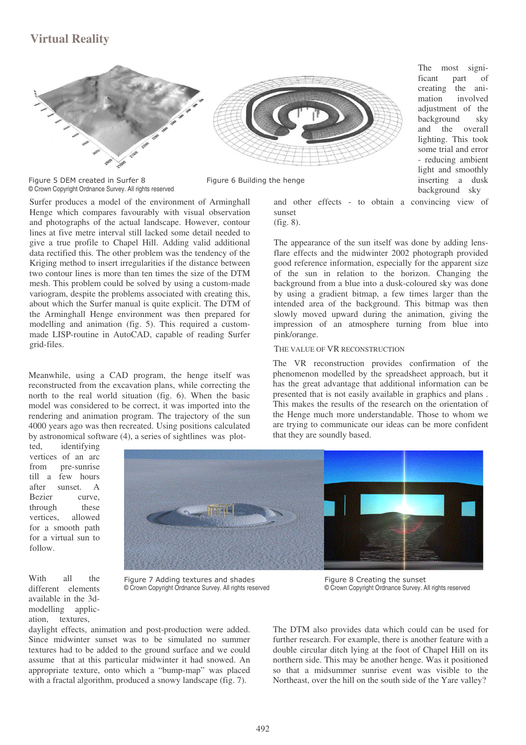## Virtual Reality

Figure 5 DEM created in Surfer 8
© Crown Copyright Ordnance Survey. All rights reserved

Figure 6 Building the henge

Surfer produces a model of the environment of Arminghall Henge which compares favourably with visual observation and photographs of the actual landscape. However, contour lines at five metre interval still lacked some detail needed to give a true profile to Chapel Hill. Adding valid additional data rectified this. The other problem was the tendency of the Kriging method to insert irregularities if the distance between two contour lines is more than ten times the size of the DTM mesh. This problem could be solved by using a custom-made variogram, despite the problems associated with creating this, about which the Surfer manual is quite explicit. The DTM of the Arminghall Henge environment was then prepared for modelling and animation (fig. 5). This required a custom-made LISP-routine in AutoCAD, capable of reading Surfer grid-files.

Meanwhile, using a CAD program, the henge itself was reconstructed from the excavation plans, while correcting the north to the real world situation (fig. 6). When the basic model was considered to be correct, it was imported into the rendering and animation program. The trajectory of the sun 4000 years ago was then recreated. Using positions calculated by astronomical software (4), a series of sightlines was plotted, identifying vertices of an arc from pre-sunrise till a few hours after sunset. A Bezier curve, through these vertices, allowed for a smooth path for a virtual sun to follow.

With all the different elements available in the 3d-modelling application, textures, daylight effects, animation and post-production were added. Since midwinter sunset was to be simulated no summer textures had to be added to the ground surface and we could assume that at this particular midwinter it had snowed. An appropriate texture, onto which a "bump-map" was placed with a fractal algorithm, produced a snowy landscape (fig. 7).

Figure 7 Adding textures and shades
© Crown Copyright Ordnance Survey. All rights reserved

Figure 8 Creating the sunset
© Crown Copyright Ordnance Survey. All rights reserved

The most significant part of creating the animation involved adjustment of the background sky and the overall lighting. This took some trial and error - reducing ambient light and smoothly inserting a dusk background sky and other effects - to obtain a convincing view of sunset (fig. 8).

The appearance of the sun itself was done by adding lens-flare effects and the midwinter 2002 photograph provided good reference information, especially for the apparent size of the sun in relation to the horizon. Changing the background from a blue into a dusk-coloured sky was done by using a gradient bitmap, a few times larger than the intended area of the background. This bitmap was then slowly moved upward during the animation, giving the impression of an atmosphere turning from blue into pink/orange.

### The value of VR reconstruction

The VR reconstruction provides confirmation of the phenomenon modelled by the spreadsheet approach, but it has the great advantage that additional information can be presented that is not easily available in graphics and plans . This makes the results of the research on the orientation of the Henge much more understandable. Those to whom we are trying to communicate our ideas can be more confident that they are soundly based.

The DTM also provides data which could can be used for further research. For example, there is another feature with a double circular ditch lying at the foot of Chapel Hill on its northern side. This may be another henge. Was it positioned so that a midsummer sunrise event was visible to the Northeast, over the hill on the south side of the Yare valley?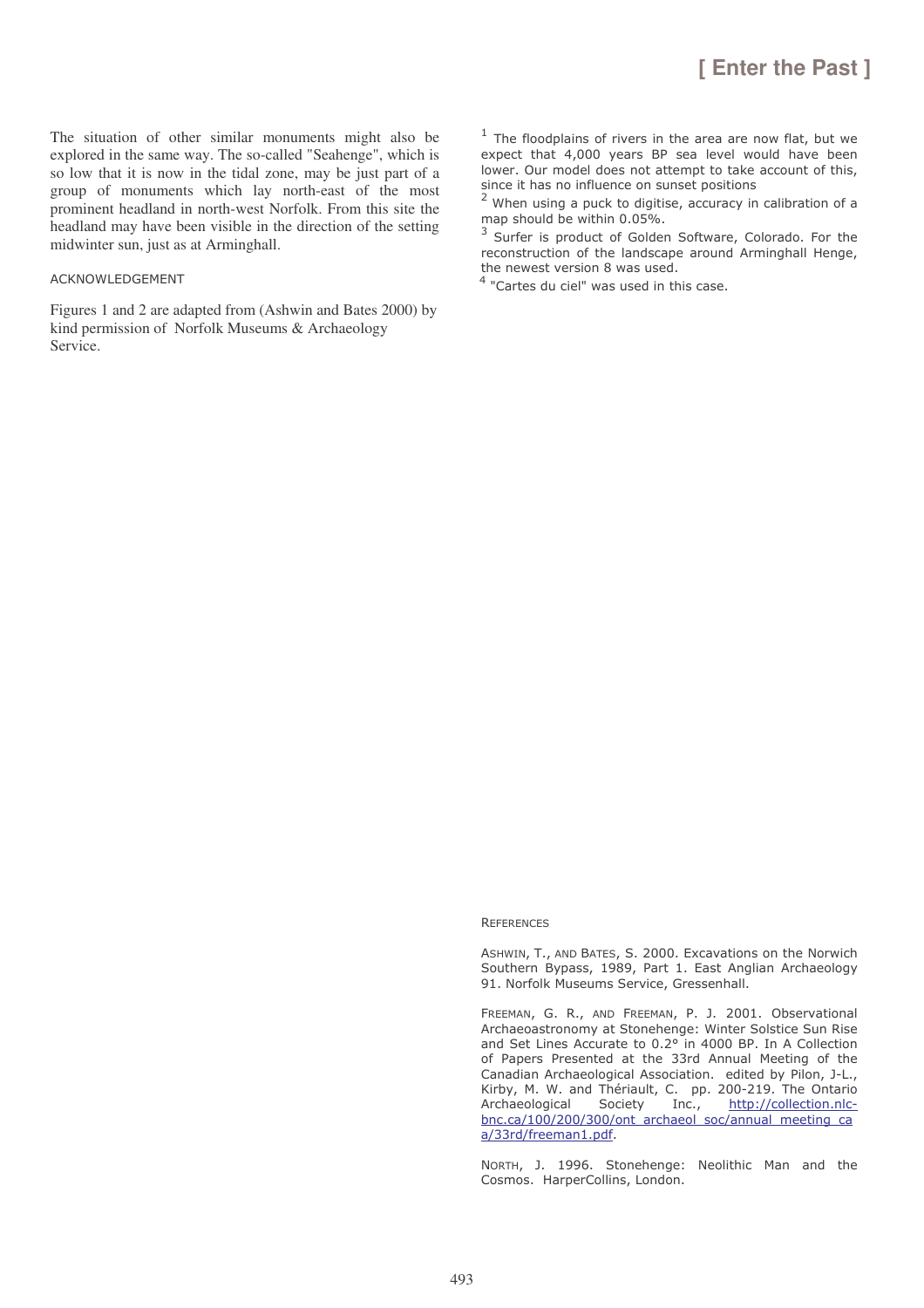The situation of other similar monuments might also be explored in the same way. The so-called "Seahenge", which is so low that it is now in the tidal zone, may be just part of a group of monuments which lay north-east of the most prominent headland in north-west Norfolk. From this site the headland may have been visible in the direction of the setting midwinter sun, just as at Arminghall.

## ACKNOWLEDGEMENT

Figures 1 and 2 are adapted from (Ashwin and Bates 2000) by kind permission of Norfolk Museums & Archaeology Service.

[1] The floodplains of rivers in the area are now flat, but we expect that 4,000 years BP sea level would have been lower. Our model does not attempt to take account of this, since it has no influence on sunset positions

[2] When using a puck to digitise, accuracy in calibration of a map should be within 0.05%.

[3] Surfer is product of Golden Software, Colorado. For the reconstruction of the landscape around Arminghall Henge, the newest version 8 was used.

[4] "Cartes du ciel" was used in this case.

## REFERENCES

ASHWIN, T., AND BATES, S. 2000. Excavations on the Norwich Southern Bypass, 1989, Part 1. East Anglian Archaeology 91. Norfolk Museums Service, Gressenhall.

FREEMAN, G. R., AND FREEMAN, P. J. 2001. Observational Archaeoastronomy at Stonehenge: Winter Solstice Sun Rise and Set Lines Accurate to 0.2° in 4000 BP. In A Collection of Papers Presented at the 33rd Annual Meeting of the Canadian Archaeological Association. edited by Pilon, J-L., Kirby, M. W. and Thériault, C. pp. 200-219. The Ontario Archaeological Society Inc., http://collection.nlc-bnc.ca/100/200/300/ont_archaeol_soc/annual_meeting_caa/33rd/freeman1.pdf.

NORTH, J. 1996. Stonehenge: Neolithic Man and the Cosmos. HarperCollins, London.